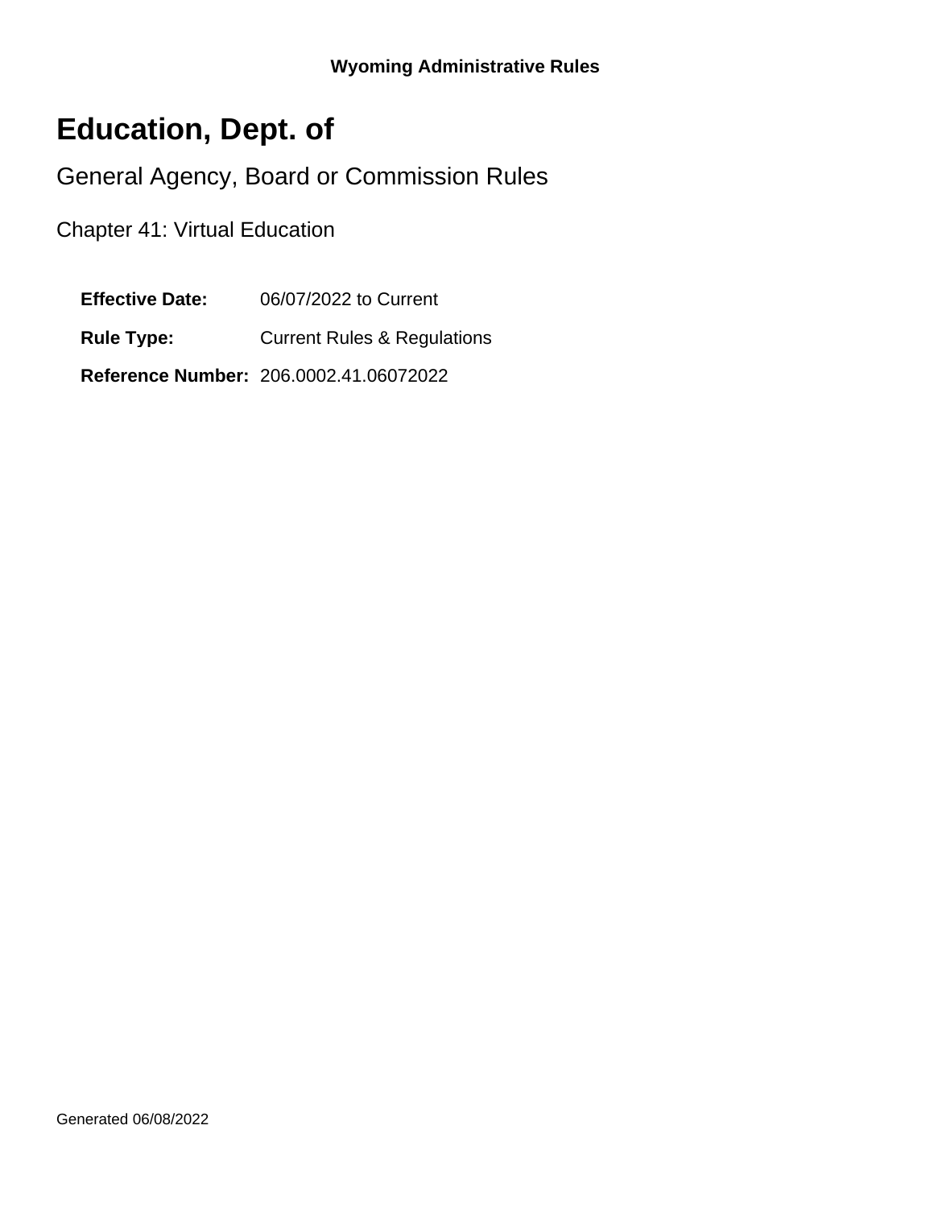**Wyoming Administrative Rules**

# Education, Dept. of

## General Agency, Board or Commission Rules

### Chapter 41: Virtual Education

**Effective Date:** 06/07/2022 to Current

**Rule Type:** Current Rules & Regulations

**Reference Number:** 206.0002.41.06072022

Generated 06/08/2022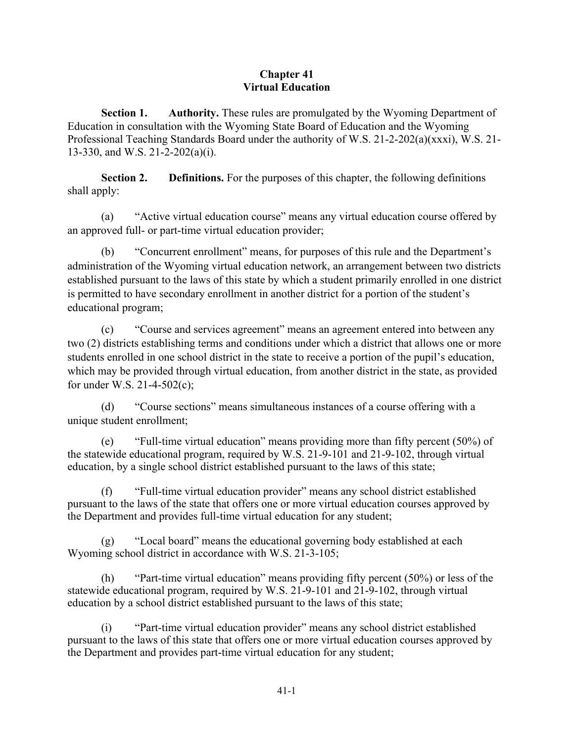# Chapter 41
# Virtual Education

**Section 1. Authority.** These rules are promulgated by the Wyoming Department of Education in consultation with the Wyoming State Board of Education and the Wyoming Professional Teaching Standards Board under the authority of W.S. 21-2-202(a)(xxxi), W.S. 21-13-330, and W.S. 21-2-202(a)(i).

**Section 2. Definitions.** For the purposes of this chapter, the following definitions shall apply:

(a) "Active virtual education course" means any virtual education course offered by an approved full- or part-time virtual education provider;

(b) "Concurrent enrollment" means, for purposes of this rule and the Department's administration of the Wyoming virtual education network, an arrangement between two districts established pursuant to the laws of this state by which a student primarily enrolled in one district is permitted to have secondary enrollment in another district for a portion of the student's educational program;

(c) "Course and services agreement" means an agreement entered into between any two (2) districts establishing terms and conditions under which a district that allows one or more students enrolled in one school district in the state to receive a portion of the pupil's education, which may be provided through virtual education, from another district in the state, as provided for under W.S. 21-4-502(c);

(d) "Course sections" means simultaneous instances of a course offering with a unique student enrollment;

(e) "Full-time virtual education" means providing more than fifty percent (50%) of the statewide educational program, required by W.S. 21-9-101 and 21-9-102, through virtual education, by a single school district established pursuant to the laws of this state;

(f) "Full-time virtual education provider" means any school district established pursuant to the laws of the state that offers one or more virtual education courses approved by the Department and provides full-time virtual education for any student;

(g) "Local board" means the educational governing body established at each Wyoming school district in accordance with W.S. 21-3-105;

(h) "Part-time virtual education" means providing fifty percent (50%) or less of the statewide educational program, required by W.S. 21-9-101 and 21-9-102, through virtual education by a school district established pursuant to the laws of this state;

(i) "Part-time virtual education provider" means any school district established pursuant to the laws of this state that offers one or more virtual education courses approved by the Department and provides part-time virtual education for any student;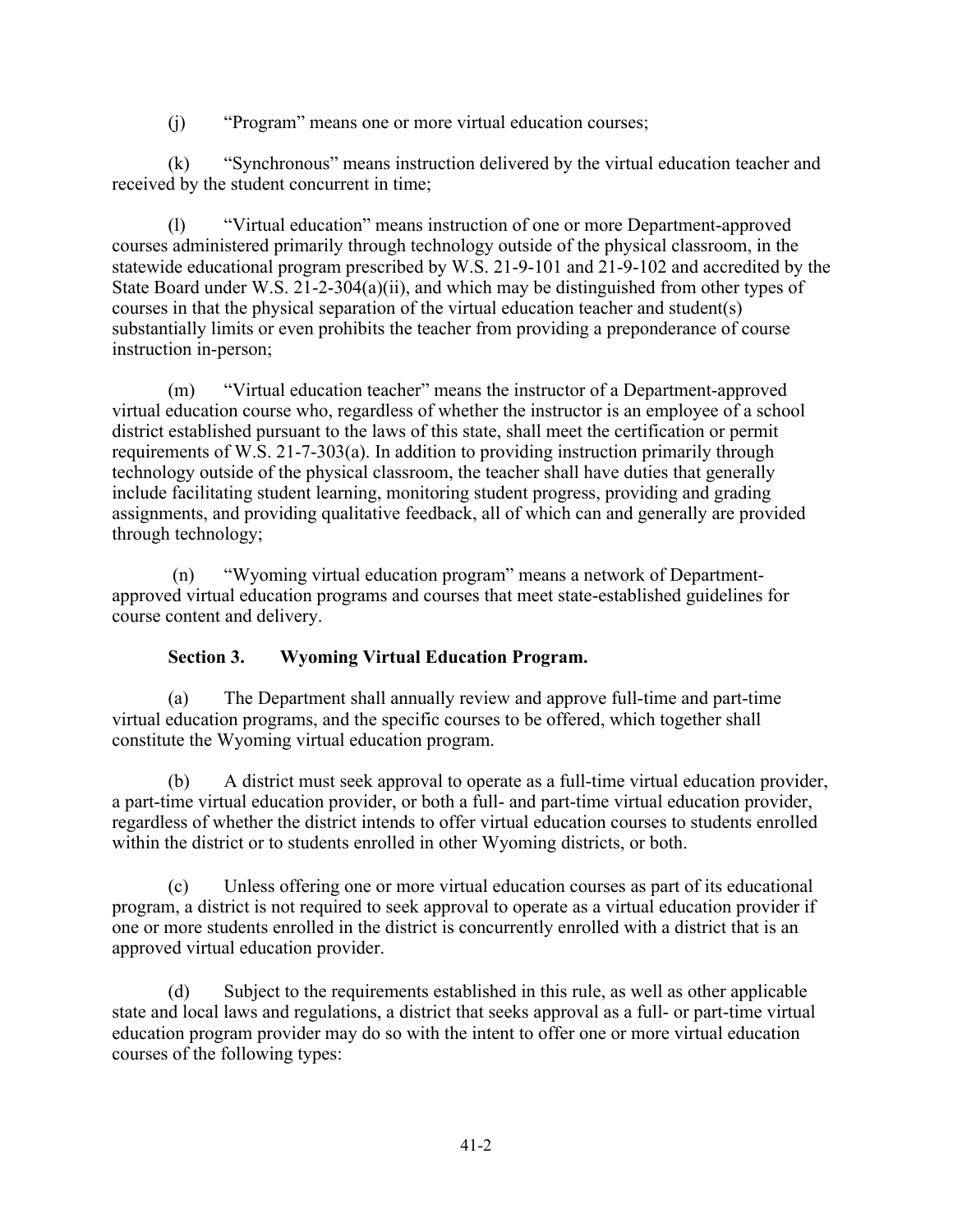(j) "Program" means one or more virtual education courses;

(k) "Synchronous" means instruction delivered by the virtual education teacher and received by the student concurrent in time;

(l) "Virtual education" means instruction of one or more Department-approved courses administered primarily through technology outside of the physical classroom, in the statewide educational program prescribed by W.S. 21-9-101 and 21-9-102 and accredited by the State Board under W.S. 21-2-304(a)(ii), and which may be distinguished from other types of courses in that the physical separation of the virtual education teacher and student(s) substantially limits or even prohibits the teacher from providing a preponderance of course instruction in-person;

(m) "Virtual education teacher" means the instructor of a Department-approved virtual education course who, regardless of whether the instructor is an employee of a school district established pursuant to the laws of this state, shall meet the certification or permit requirements of W.S. 21-7-303(a). In addition to providing instruction primarily through technology outside of the physical classroom, the teacher shall have duties that generally include facilitating student learning, monitoring student progress, providing and grading assignments, and providing qualitative feedback, all of which can and generally are provided through technology;

(n) "Wyoming virtual education program" means a network of Department-approved virtual education programs and courses that meet state-established guidelines for course content and delivery.

**Section 3. Wyoming Virtual Education Program.**

(a) The Department shall annually review and approve full-time and part-time virtual education programs, and the specific courses to be offered, which together shall constitute the Wyoming virtual education program.

(b) A district must seek approval to operate as a full-time virtual education provider, a part-time virtual education provider, or both a full- and part-time virtual education provider, regardless of whether the district intends to offer virtual education courses to students enrolled within the district or to students enrolled in other Wyoming districts, or both.

(c) Unless offering one or more virtual education courses as part of its educational program, a district is not required to seek approval to operate as a virtual education provider if one or more students enrolled in the district is concurrently enrolled with a district that is an approved virtual education provider.

(d) Subject to the requirements established in this rule, as well as other applicable state and local laws and regulations, a district that seeks approval as a full- or part-time virtual education program provider may do so with the intent to offer one or more virtual education courses of the following types: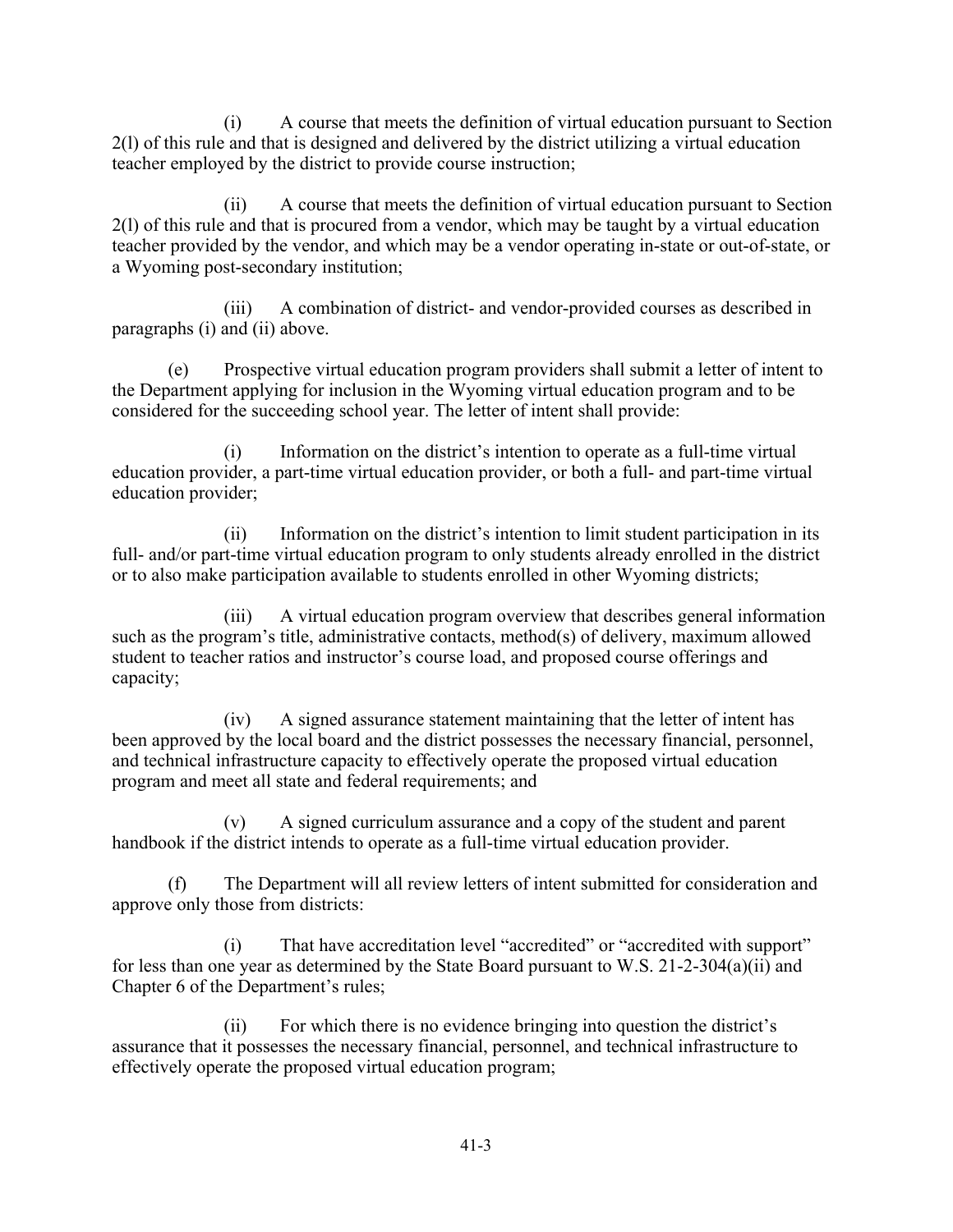(i) A course that meets the definition of virtual education pursuant to Section 2(l) of this rule and that is designed and delivered by the district utilizing a virtual education teacher employed by the district to provide course instruction;

(ii) A course that meets the definition of virtual education pursuant to Section 2(l) of this rule and that is procured from a vendor, which may be taught by a virtual education teacher provided by the vendor, and which may be a vendor operating in-state or out-of-state, or a Wyoming post-secondary institution;

(iii) A combination of district- and vendor-provided courses as described in paragraphs (i) and (ii) above.

(e) Prospective virtual education program providers shall submit a letter of intent to the Department applying for inclusion in the Wyoming virtual education program and to be considered for the succeeding school year. The letter of intent shall provide:

(i) Information on the district's intention to operate as a full-time virtual education provider, a part-time virtual education provider, or both a full- and part-time virtual education provider;

(ii) Information on the district's intention to limit student participation in its full- and/or part-time virtual education program to only students already enrolled in the district or to also make participation available to students enrolled in other Wyoming districts;

(iii) A virtual education program overview that describes general information such as the program's title, administrative contacts, method(s) of delivery, maximum allowed student to teacher ratios and instructor's course load, and proposed course offerings and capacity;

(iv) A signed assurance statement maintaining that the letter of intent has been approved by the local board and the district possesses the necessary financial, personnel, and technical infrastructure capacity to effectively operate the proposed virtual education program and meet all state and federal requirements; and

(v) A signed curriculum assurance and a copy of the student and parent handbook if the district intends to operate as a full-time virtual education provider.

(f) The Department will all review letters of intent submitted for consideration and approve only those from districts:

(i) That have accreditation level "accredited" or "accredited with support" for less than one year as determined by the State Board pursuant to W.S. 21-2-304(a)(ii) and Chapter 6 of the Department's rules;

(ii) For which there is no evidence bringing into question the district's assurance that it possesses the necessary financial, personnel, and technical infrastructure to effectively operate the proposed virtual education program;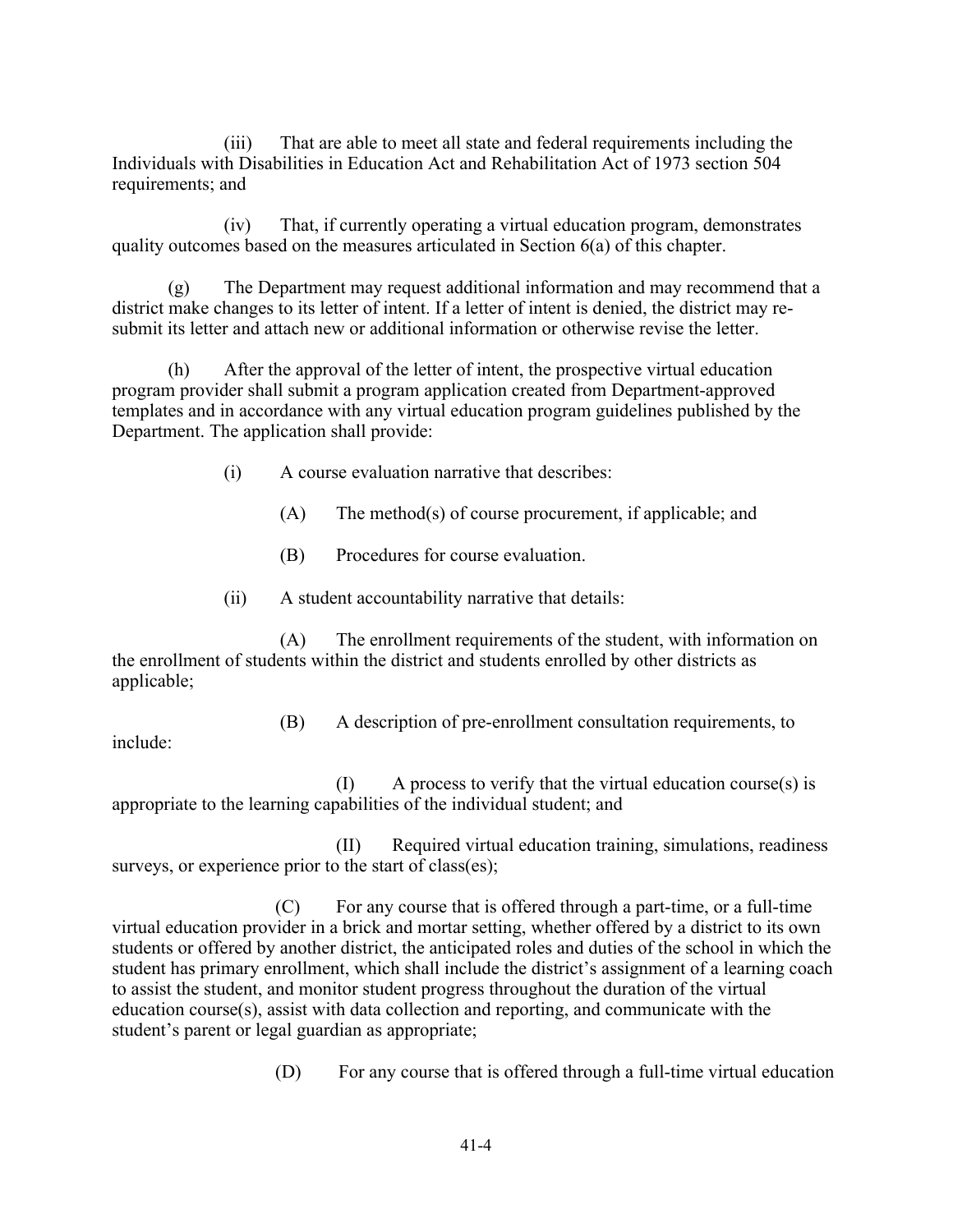(iii) That are able to meet all state and federal requirements including the Individuals with Disabilities in Education Act and Rehabilitation Act of 1973 section 504 requirements; and

(iv) That, if currently operating a virtual education program, demonstrates quality outcomes based on the measures articulated in Section 6(a) of this chapter.

(g) The Department may request additional information and may recommend that a district make changes to its letter of intent. If a letter of intent is denied, the district may re-submit its letter and attach new or additional information or otherwise revise the letter.

(h) After the approval of the letter of intent, the prospective virtual education program provider shall submit a program application created from Department-approved templates and in accordance with any virtual education program guidelines published by the Department. The application shall provide:

(i) A course evaluation narrative that describes:

(A) The method(s) of course procurement, if applicable; and

(B) Procedures for course evaluation.

(ii) A student accountability narrative that details:

(A) The enrollment requirements of the student, with information on the enrollment of students within the district and students enrolled by other districts as applicable;

(B) A description of pre-enrollment consultation requirements, to include:

(I) A process to verify that the virtual education course(s) is appropriate to the learning capabilities of the individual student; and

(II) Required virtual education training, simulations, readiness surveys, or experience prior to the start of class(es);

(C) For any course that is offered through a part-time, or a full-time virtual education provider in a brick and mortar setting, whether offered by a district to its own students or offered by another district, the anticipated roles and duties of the school in which the student has primary enrollment, which shall include the district's assignment of a learning coach to assist the student, and monitor student progress throughout the duration of the virtual education course(s), assist with data collection and reporting, and communicate with the student's parent or legal guardian as appropriate;

(D) For any course that is offered through a full-time virtual education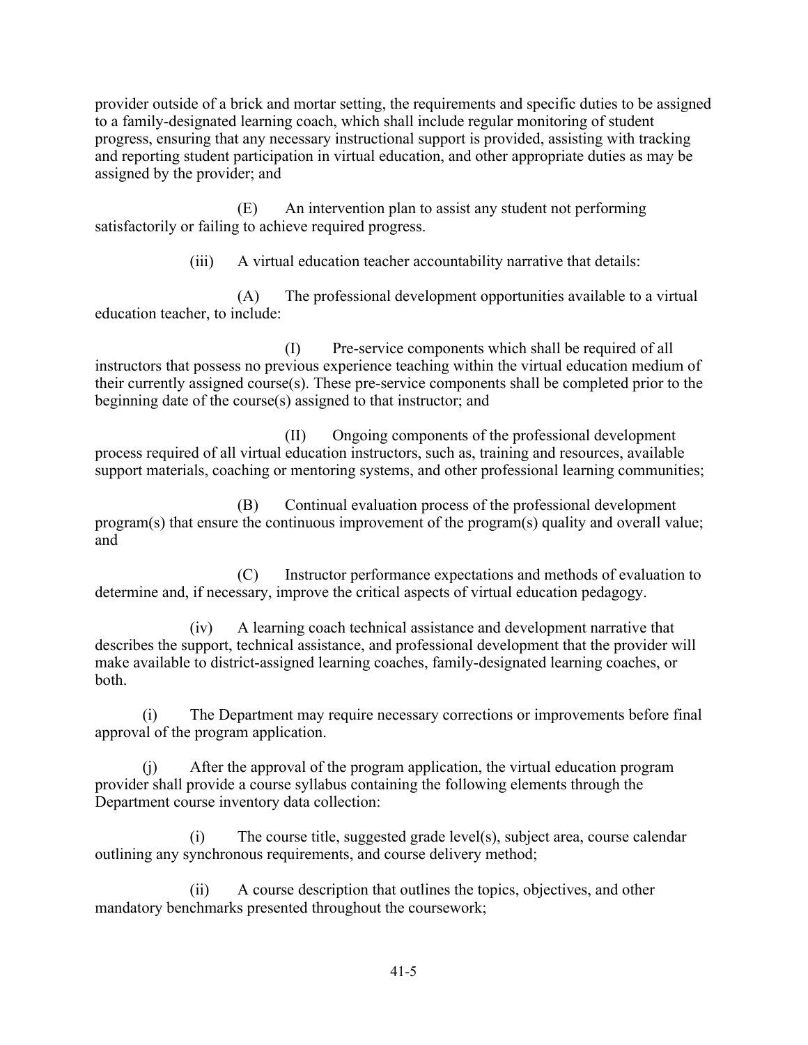provider outside of a brick and mortar setting, the requirements and specific duties to be assigned to a family-designated learning coach, which shall include regular monitoring of student progress, ensuring that any necessary instructional support is provided, assisting with tracking and reporting student participation in virtual education, and other appropriate duties as may be assigned by the provider; and

(E) An intervention plan to assist any student not performing satisfactorily or failing to achieve required progress.

(iii) A virtual education teacher accountability narrative that details:

(A) The professional development opportunities available to a virtual education teacher, to include:

(I) Pre-service components which shall be required of all instructors that possess no previous experience teaching within the virtual education medium of their currently assigned course(s). These pre-service components shall be completed prior to the beginning date of the course(s) assigned to that instructor; and

(II) Ongoing components of the professional development process required of all virtual education instructors, such as, training and resources, available support materials, coaching or mentoring systems, and other professional learning communities;

(B) Continual evaluation process of the professional development program(s) that ensure the continuous improvement of the program(s) quality and overall value; and

(C) Instructor performance expectations and methods of evaluation to determine and, if necessary, improve the critical aspects of virtual education pedagogy.

(iv) A learning coach technical assistance and development narrative that describes the support, technical assistance, and professional development that the provider will make available to district-assigned learning coaches, family-designated learning coaches, or both.

(i) The Department may require necessary corrections or improvements before final approval of the program application.

(j) After the approval of the program application, the virtual education program provider shall provide a course syllabus containing the following elements through the Department course inventory data collection:

(i) The course title, suggested grade level(s), subject area, course calendar outlining any synchronous requirements, and course delivery method;

(ii) A course description that outlines the topics, objectives, and other mandatory benchmarks presented throughout the coursework;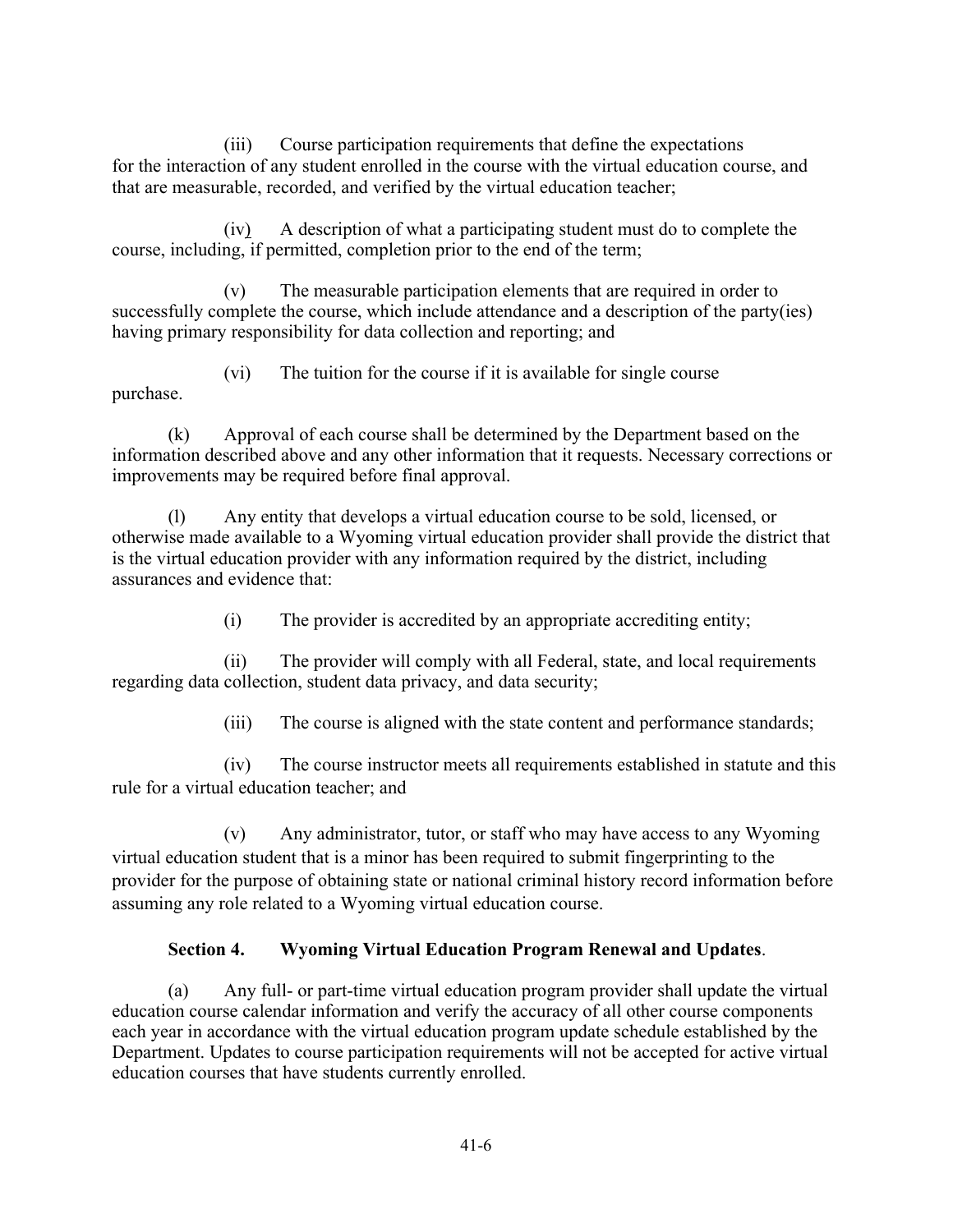(iii) Course participation requirements that define the expectations for the interaction of any student enrolled in the course with the virtual education course, and that are measurable, recorded, and verified by the virtual education teacher;

(iv) A description of what a participating student must do to complete the course, including, if permitted, completion prior to the end of the term;

(v) The measurable participation elements that are required in order to successfully complete the course, which include attendance and a description of the party(ies) having primary responsibility for data collection and reporting; and

(vi) The tuition for the course if it is available for single course purchase.

(k) Approval of each course shall be determined by the Department based on the information described above and any other information that it requests. Necessary corrections or improvements may be required before final approval.

(l) Any entity that develops a virtual education course to be sold, licensed, or otherwise made available to a Wyoming virtual education provider shall provide the district that is the virtual education provider with any information required by the district, including assurances and evidence that:

(i) The provider is accredited by an appropriate accrediting entity;

(ii) The provider will comply with all Federal, state, and local requirements regarding data collection, student data privacy, and data security;

(iii) The course is aligned with the state content and performance standards;

(iv) The course instructor meets all requirements established in statute and this rule for a virtual education teacher; and

(v) Any administrator, tutor, or staff who may have access to any Wyoming virtual education student that is a minor has been required to submit fingerprinting to the provider for the purpose of obtaining state or national criminal history record information before assuming any role related to a Wyoming virtual education course.

**Section 4. Wyoming Virtual Education Program Renewal and Updates**.

(a) Any full- or part-time virtual education program provider shall update the virtual education course calendar information and verify the accuracy of all other course components each year in accordance with the virtual education program update schedule established by the Department. Updates to course participation requirements will not be accepted for active virtual education courses that have students currently enrolled.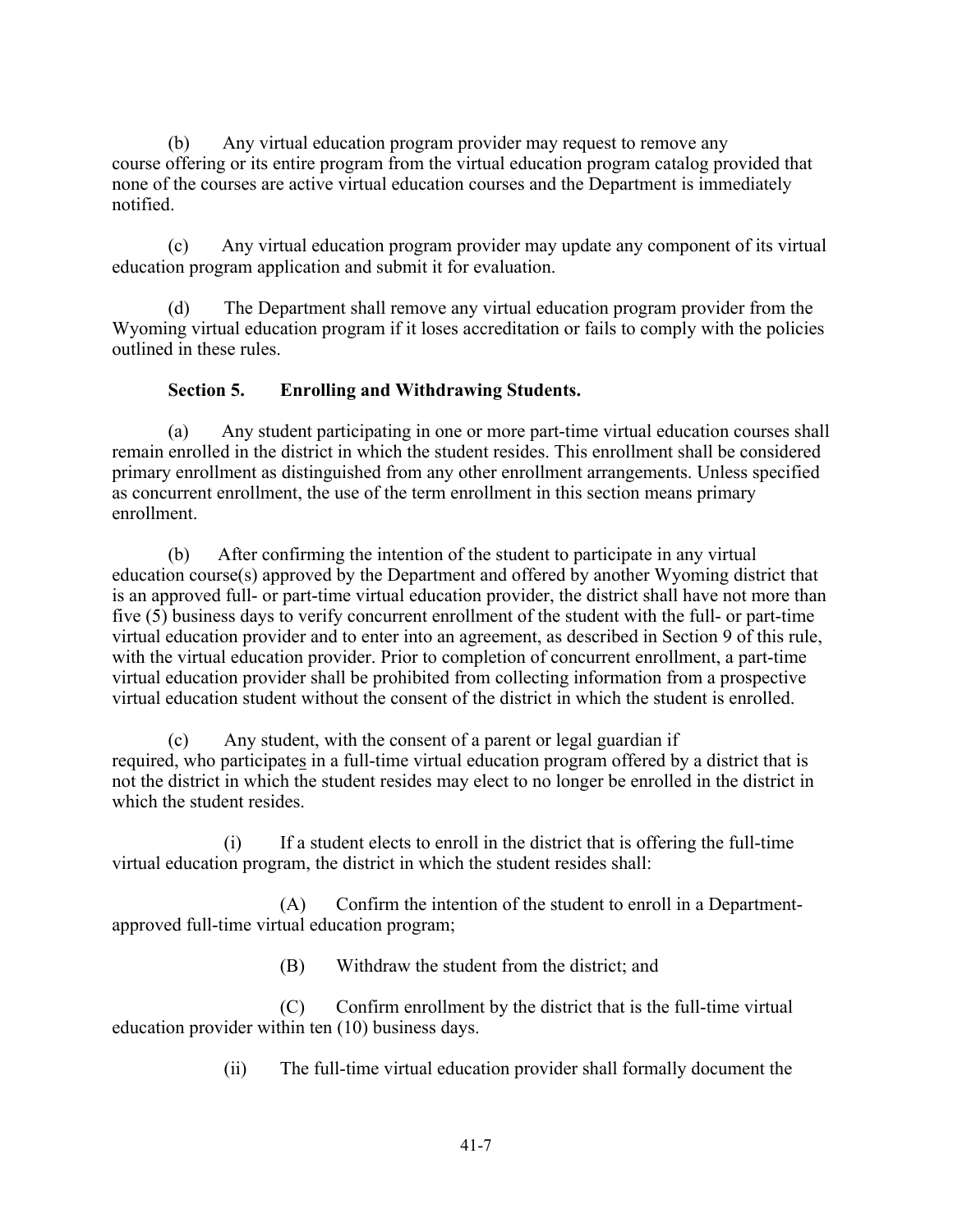(b) Any virtual education program provider may request to remove any course offering or its entire program from the virtual education program catalog provided that none of the courses are active virtual education courses and the Department is immediately notified.

(c) Any virtual education program provider may update any component of its virtual education program application and submit it for evaluation.

(d) The Department shall remove any virtual education program provider from the Wyoming virtual education program if it loses accreditation or fails to comply with the policies outlined in these rules.

**Section 5. Enrolling and Withdrawing Students.**

(a) Any student participating in one or more part-time virtual education courses shall remain enrolled in the district in which the student resides. This enrollment shall be considered primary enrollment as distinguished from any other enrollment arrangements. Unless specified as concurrent enrollment, the use of the term enrollment in this section means primary enrollment.

(b) After confirming the intention of the student to participate in any virtual education course(s) approved by the Department and offered by another Wyoming district that is an approved full- or part-time virtual education provider, the district shall have not more than five (5) business days to verify concurrent enrollment of the student with the full- or part-time virtual education provider and to enter into an agreement, as described in Section 9 of this rule, with the virtual education provider. Prior to completion of concurrent enrollment, a part-time virtual education provider shall be prohibited from collecting information from a prospective virtual education student without the consent of the district in which the student is enrolled.

(c) Any student, with the consent of a parent or legal guardian if required, who participates in a full-time virtual education program offered by a district that is not the district in which the student resides may elect to no longer be enrolled in the district in which the student resides.

(i) If a student elects to enroll in the district that is offering the full-time virtual education program, the district in which the student resides shall:

(A) Confirm the intention of the student to enroll in a Department-approved full-time virtual education program;

(B) Withdraw the student from the district; and

(C) Confirm enrollment by the district that is the full-time virtual education provider within ten (10) business days.

(ii) The full-time virtual education provider shall formally document the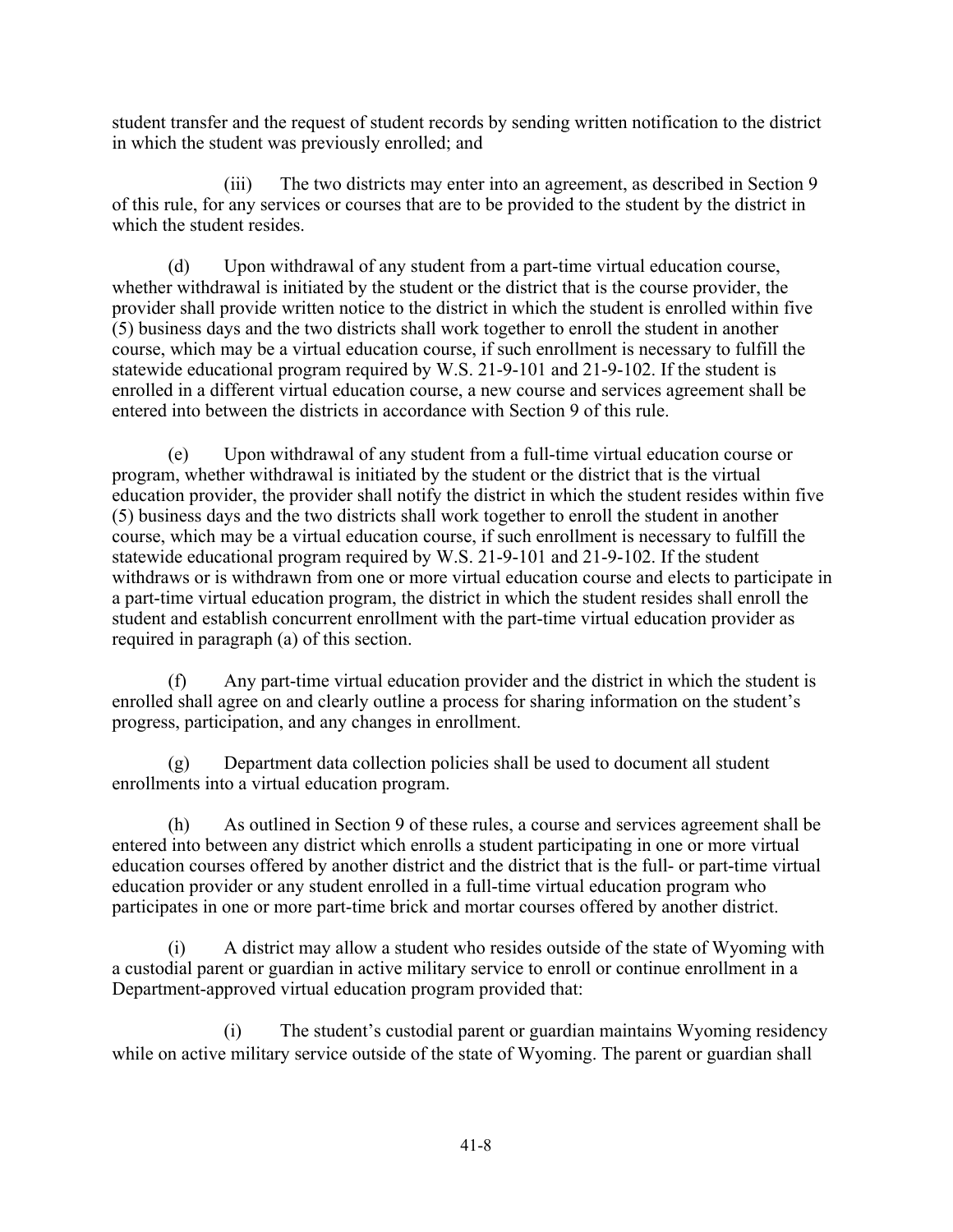student transfer and the request of student records by sending written notification to the district in which the student was previously enrolled; and

(iii) The two districts may enter into an agreement, as described in Section 9 of this rule, for any services or courses that are to be provided to the student by the district in which the student resides.

(d) Upon withdrawal of any student from a part-time virtual education course, whether withdrawal is initiated by the student or the district that is the course provider, the provider shall provide written notice to the district in which the student is enrolled within five (5) business days and the two districts shall work together to enroll the student in another course, which may be a virtual education course, if such enrollment is necessary to fulfill the statewide educational program required by W.S. 21-9-101 and 21-9-102. If the student is enrolled in a different virtual education course, a new course and services agreement shall be entered into between the districts in accordance with Section 9 of this rule.

(e) Upon withdrawal of any student from a full-time virtual education course or program, whether withdrawal is initiated by the student or the district that is the virtual education provider, the provider shall notify the district in which the student resides within five (5) business days and the two districts shall work together to enroll the student in another course, which may be a virtual education course, if such enrollment is necessary to fulfill the statewide educational program required by W.S. 21-9-101 and 21-9-102. If the student withdraws or is withdrawn from one or more virtual education course and elects to participate in a part-time virtual education program, the district in which the student resides shall enroll the student and establish concurrent enrollment with the part-time virtual education provider as required in paragraph (a) of this section.

(f) Any part-time virtual education provider and the district in which the student is enrolled shall agree on and clearly outline a process for sharing information on the student's progress, participation, and any changes in enrollment.

(g) Department data collection policies shall be used to document all student enrollments into a virtual education program.

(h) As outlined in Section 9 of these rules, a course and services agreement shall be entered into between any district which enrolls a student participating in one or more virtual education courses offered by another district and the district that is the full- or part-time virtual education provider or any student enrolled in a full-time virtual education program who participates in one or more part-time brick and mortar courses offered by another district.

(i) A district may allow a student who resides outside of the state of Wyoming with a custodial parent or guardian in active military service to enroll or continue enrollment in a Department-approved virtual education program provided that:

(i) The student's custodial parent or guardian maintains Wyoming residency while on active military service outside of the state of Wyoming. The parent or guardian shall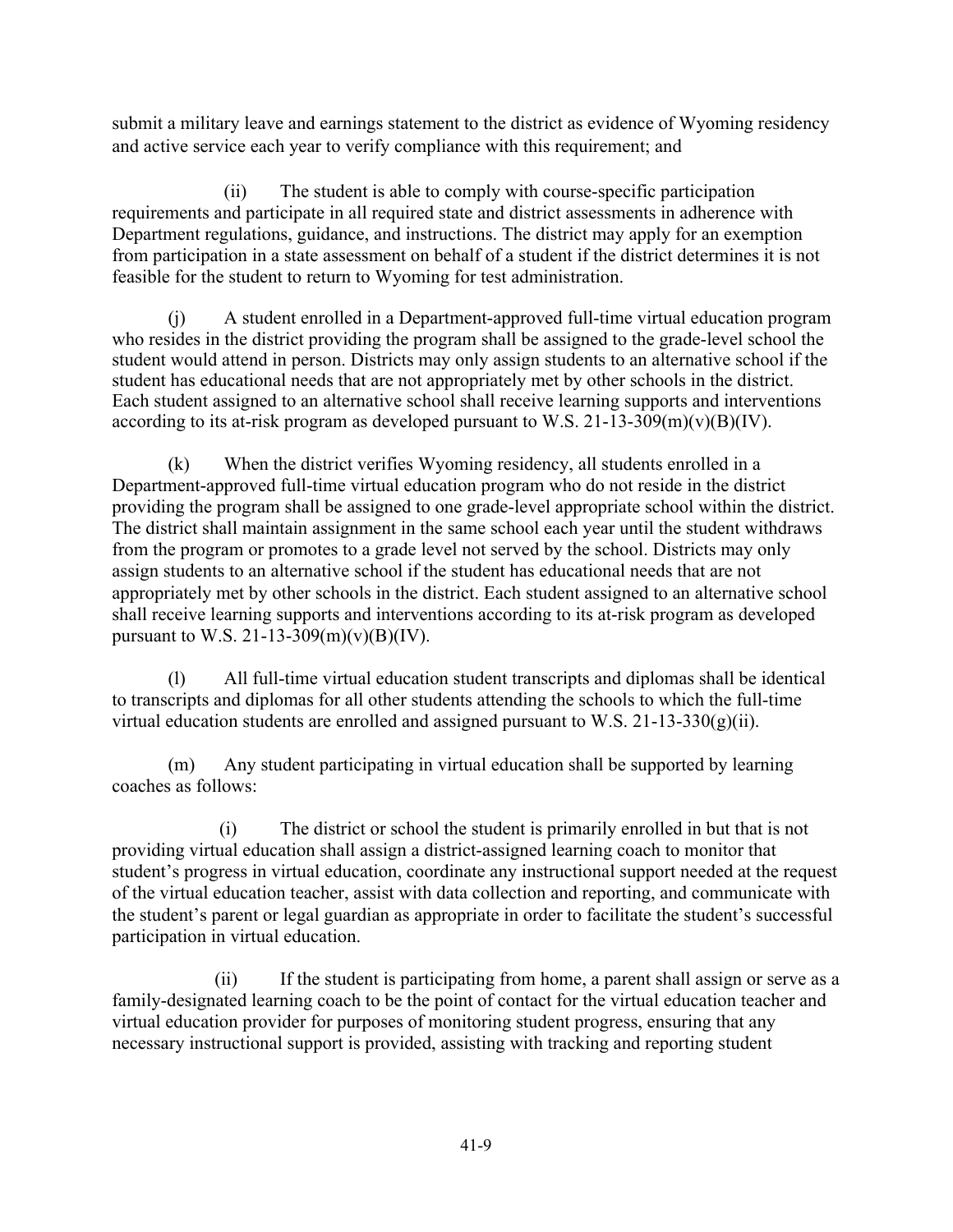submit a military leave and earnings statement to the district as evidence of Wyoming residency and active service each year to verify compliance with this requirement; and

(ii) The student is able to comply with course-specific participation requirements and participate in all required state and district assessments in adherence with Department regulations, guidance, and instructions. The district may apply for an exemption from participation in a state assessment on behalf of a student if the district determines it is not feasible for the student to return to Wyoming for test administration.

(j) A student enrolled in a Department-approved full-time virtual education program who resides in the district providing the program shall be assigned to the grade-level school the student would attend in person. Districts may only assign students to an alternative school if the student has educational needs that are not appropriately met by other schools in the district. Each student assigned to an alternative school shall receive learning supports and interventions according to its at-risk program as developed pursuant to W.S. 21-13-309(m)(v)(B)(IV).

(k) When the district verifies Wyoming residency, all students enrolled in a Department-approved full-time virtual education program who do not reside in the district providing the program shall be assigned to one grade-level appropriate school within the district. The district shall maintain assignment in the same school each year until the student withdraws from the program or promotes to a grade level not served by the school. Districts may only assign students to an alternative school if the student has educational needs that are not appropriately met by other schools in the district. Each student assigned to an alternative school shall receive learning supports and interventions according to its at-risk program as developed pursuant to W.S. 21-13-309(m)(v)(B)(IV).

(l) All full-time virtual education student transcripts and diplomas shall be identical to transcripts and diplomas for all other students attending the schools to which the full-time virtual education students are enrolled and assigned pursuant to W.S. 21-13-330(g)(ii).

(m) Any student participating in virtual education shall be supported by learning coaches as follows:

(i) The district or school the student is primarily enrolled in but that is not providing virtual education shall assign a district-assigned learning coach to monitor that student's progress in virtual education, coordinate any instructional support needed at the request of the virtual education teacher, assist with data collection and reporting, and communicate with the student's parent or legal guardian as appropriate in order to facilitate the student's successful participation in virtual education.

(ii) If the student is participating from home, a parent shall assign or serve as a family-designated learning coach to be the point of contact for the virtual education teacher and virtual education provider for purposes of monitoring student progress, ensuring that any necessary instructional support is provided, assisting with tracking and reporting student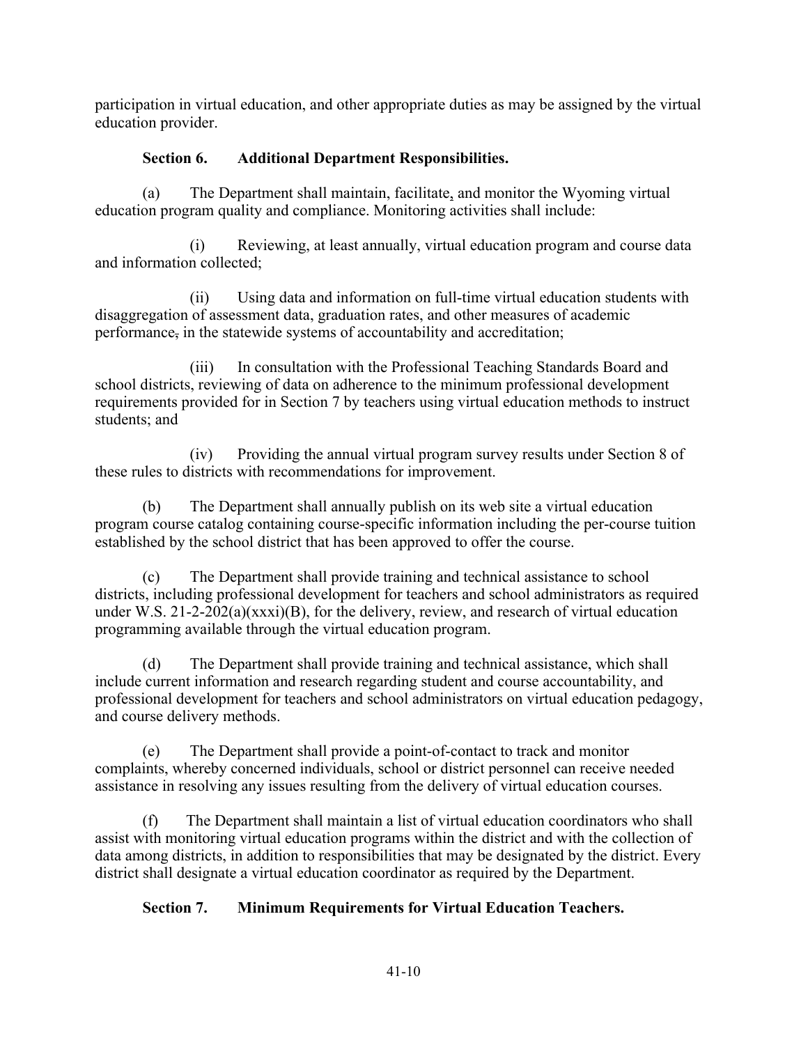participation in virtual education, and other appropriate duties as may be assigned by the virtual education provider.

**Section 6. Additional Department Responsibilities.**

(a) The Department shall maintain, facilitate, and monitor the Wyoming virtual education program quality and compliance. Monitoring activities shall include:

(i) Reviewing, at least annually, virtual education program and course data and information collected;

(ii) Using data and information on full-time virtual education students with disaggregation of assessment data, graduation rates, and other measures of academic performance, in the statewide systems of accountability and accreditation;

(iii) In consultation with the Professional Teaching Standards Board and school districts, reviewing of data on adherence to the minimum professional development requirements provided for in Section 7 by teachers using virtual education methods to instruct students; and

(iv) Providing the annual virtual program survey results under Section 8 of these rules to districts with recommendations for improvement.

(b) The Department shall annually publish on its web site a virtual education program course catalog containing course-specific information including the per-course tuition established by the school district that has been approved to offer the course.

(c) The Department shall provide training and technical assistance to school districts, including professional development for teachers and school administrators as required under W.S. 21-2-202(a)(xxxi)(B), for the delivery, review, and research of virtual education programming available through the virtual education program.

(d) The Department shall provide training and technical assistance, which shall include current information and research regarding student and course accountability, and professional development for teachers and school administrators on virtual education pedagogy, and course delivery methods.

(e) The Department shall provide a point-of-contact to track and monitor complaints, whereby concerned individuals, school or district personnel can receive needed assistance in resolving any issues resulting from the delivery of virtual education courses.

(f) The Department shall maintain a list of virtual education coordinators who shall assist with monitoring virtual education programs within the district and with the collection of data among districts, in addition to responsibilities that may be designated by the district. Every district shall designate a virtual education coordinator as required by the Department.

**Section 7. Minimum Requirements for Virtual Education Teachers.**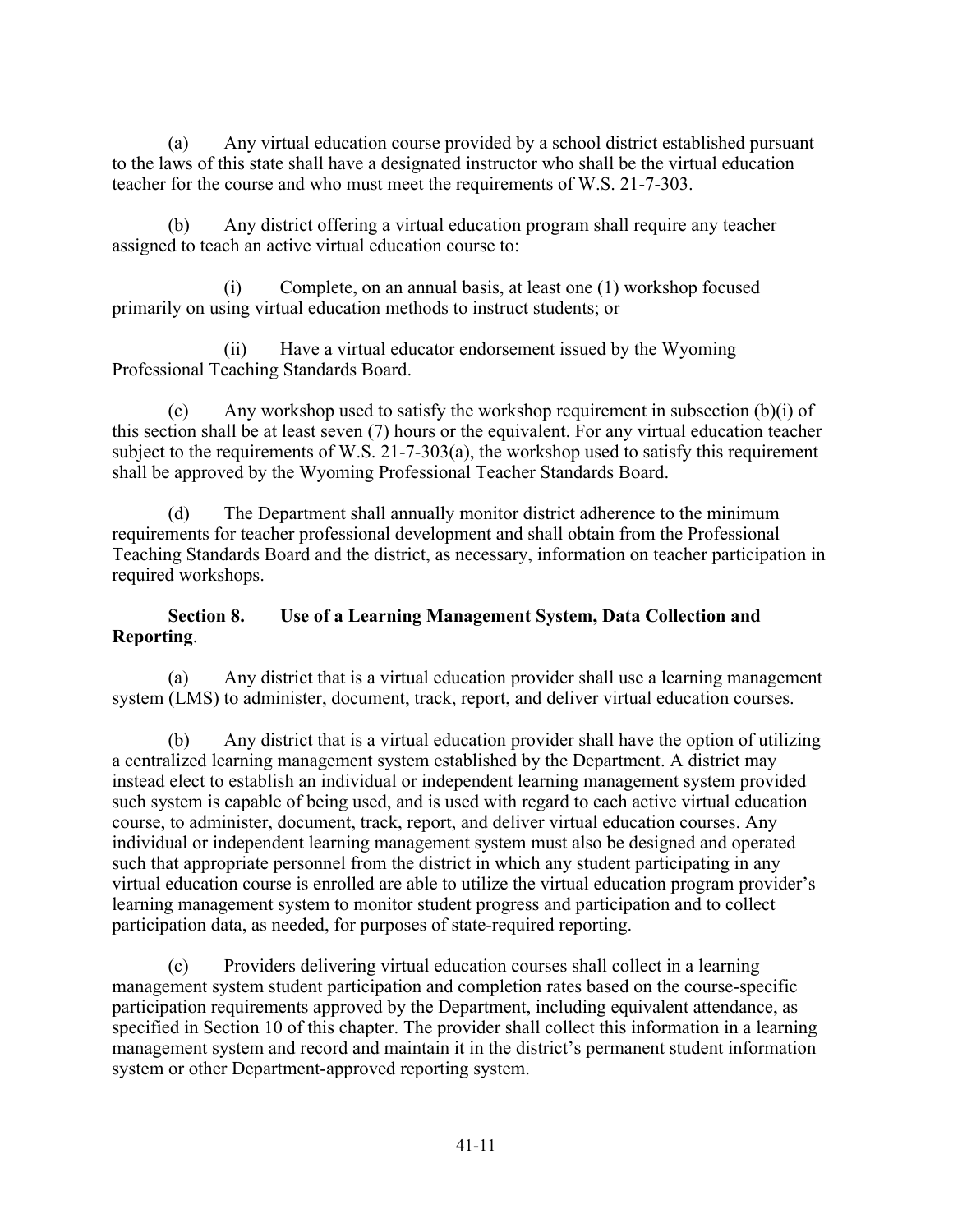(a) Any virtual education course provided by a school district established pursuant to the laws of this state shall have a designated instructor who shall be the virtual education teacher for the course and who must meet the requirements of W.S. 21-7-303.

(b) Any district offering a virtual education program shall require any teacher assigned to teach an active virtual education course to:

(i) Complete, on an annual basis, at least one (1) workshop focused primarily on using virtual education methods to instruct students; or

(ii) Have a virtual educator endorsement issued by the Wyoming Professional Teaching Standards Board.

(c) Any workshop used to satisfy the workshop requirement in subsection (b)(i) of this section shall be at least seven (7) hours or the equivalent. For any virtual education teacher subject to the requirements of W.S. 21-7-303(a), the workshop used to satisfy this requirement shall be approved by the Wyoming Professional Teacher Standards Board.

(d) The Department shall annually monitor district adherence to the minimum requirements for teacher professional development and shall obtain from the Professional Teaching Standards Board and the district, as necessary, information on teacher participation in required workshops.

**Section 8. Use of a Learning Management System, Data Collection and Reporting**.

(a) Any district that is a virtual education provider shall use a learning management system (LMS) to administer, document, track, report, and deliver virtual education courses.

(b) Any district that is a virtual education provider shall have the option of utilizing a centralized learning management system established by the Department. A district may instead elect to establish an individual or independent learning management system provided such system is capable of being used, and is used with regard to each active virtual education course, to administer, document, track, report, and deliver virtual education courses. Any individual or independent learning management system must also be designed and operated such that appropriate personnel from the district in which any student participating in any virtual education course is enrolled are able to utilize the virtual education program provider's learning management system to monitor student progress and participation and to collect participation data, as needed, for purposes of state-required reporting.

(c) Providers delivering virtual education courses shall collect in a learning management system student participation and completion rates based on the course-specific participation requirements approved by the Department, including equivalent attendance, as specified in Section 10 of this chapter. The provider shall collect this information in a learning management system and record and maintain it in the district's permanent student information system or other Department-approved reporting system.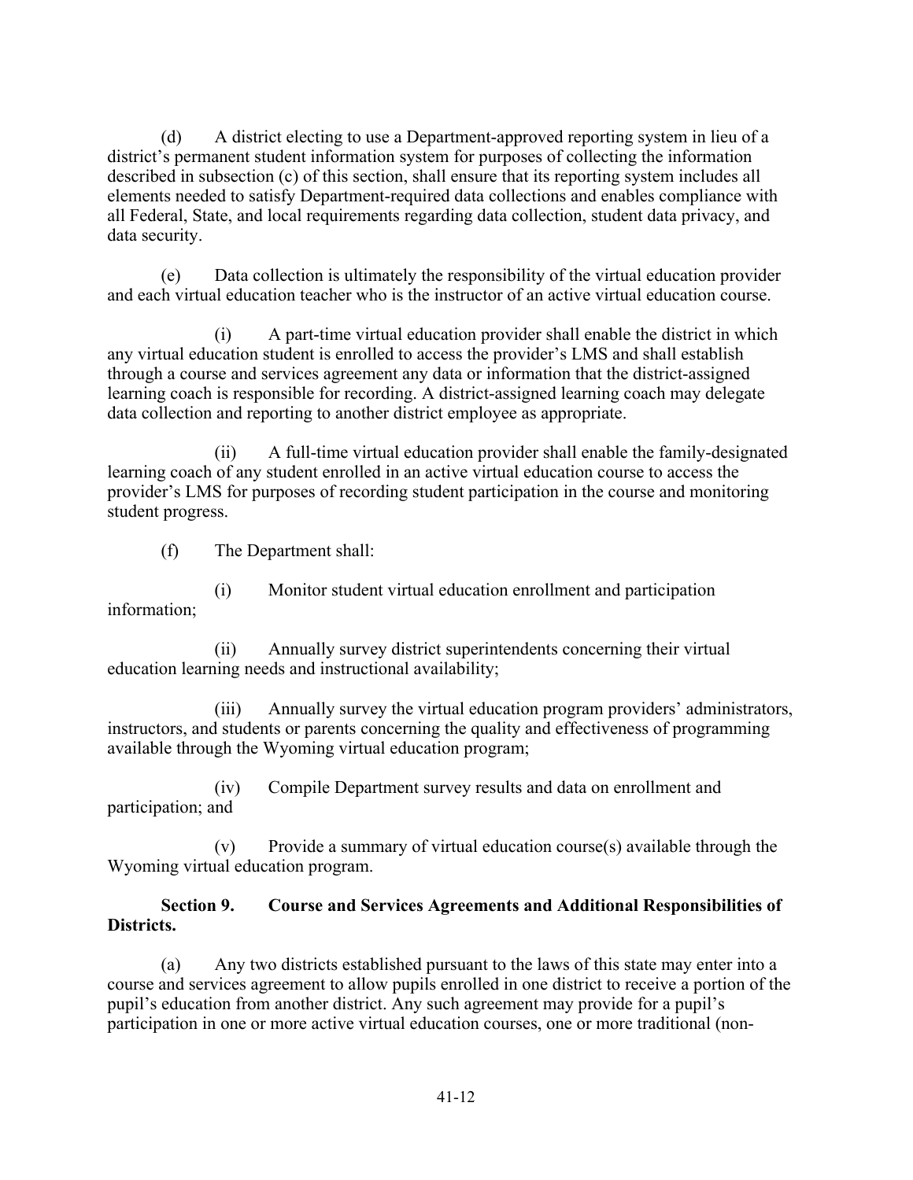(d) A district electing to use a Department-approved reporting system in lieu of a district's permanent student information system for purposes of collecting the information described in subsection (c) of this section, shall ensure that its reporting system includes all elements needed to satisfy Department-required data collections and enables compliance with all Federal, State, and local requirements regarding data collection, student data privacy, and data security.

(e) Data collection is ultimately the responsibility of the virtual education provider and each virtual education teacher who is the instructor of an active virtual education course.

(i) A part-time virtual education provider shall enable the district in which any virtual education student is enrolled to access the provider's LMS and shall establish through a course and services agreement any data or information that the district-assigned learning coach is responsible for recording. A district-assigned learning coach may delegate data collection and reporting to another district employee as appropriate.

(ii) A full-time virtual education provider shall enable the family-designated learning coach of any student enrolled in an active virtual education course to access the provider's LMS for purposes of recording student participation in the course and monitoring student progress.

(f) The Department shall:

(i) Monitor student virtual education enrollment and participation information;

(ii) Annually survey district superintendents concerning their virtual education learning needs and instructional availability;

(iii) Annually survey the virtual education program providers' administrators, instructors, and students or parents concerning the quality and effectiveness of programming available through the Wyoming virtual education program;

(iv) Compile Department survey results and data on enrollment and participation; and

(v) Provide a summary of virtual education course(s) available through the Wyoming virtual education program.

**Section 9. Course and Services Agreements and Additional Responsibilities of Districts.**

(a) Any two districts established pursuant to the laws of this state may enter into a course and services agreement to allow pupils enrolled in one district to receive a portion of the pupil's education from another district. Any such agreement may provide for a pupil's participation in one or more active virtual education courses, one or more traditional (non-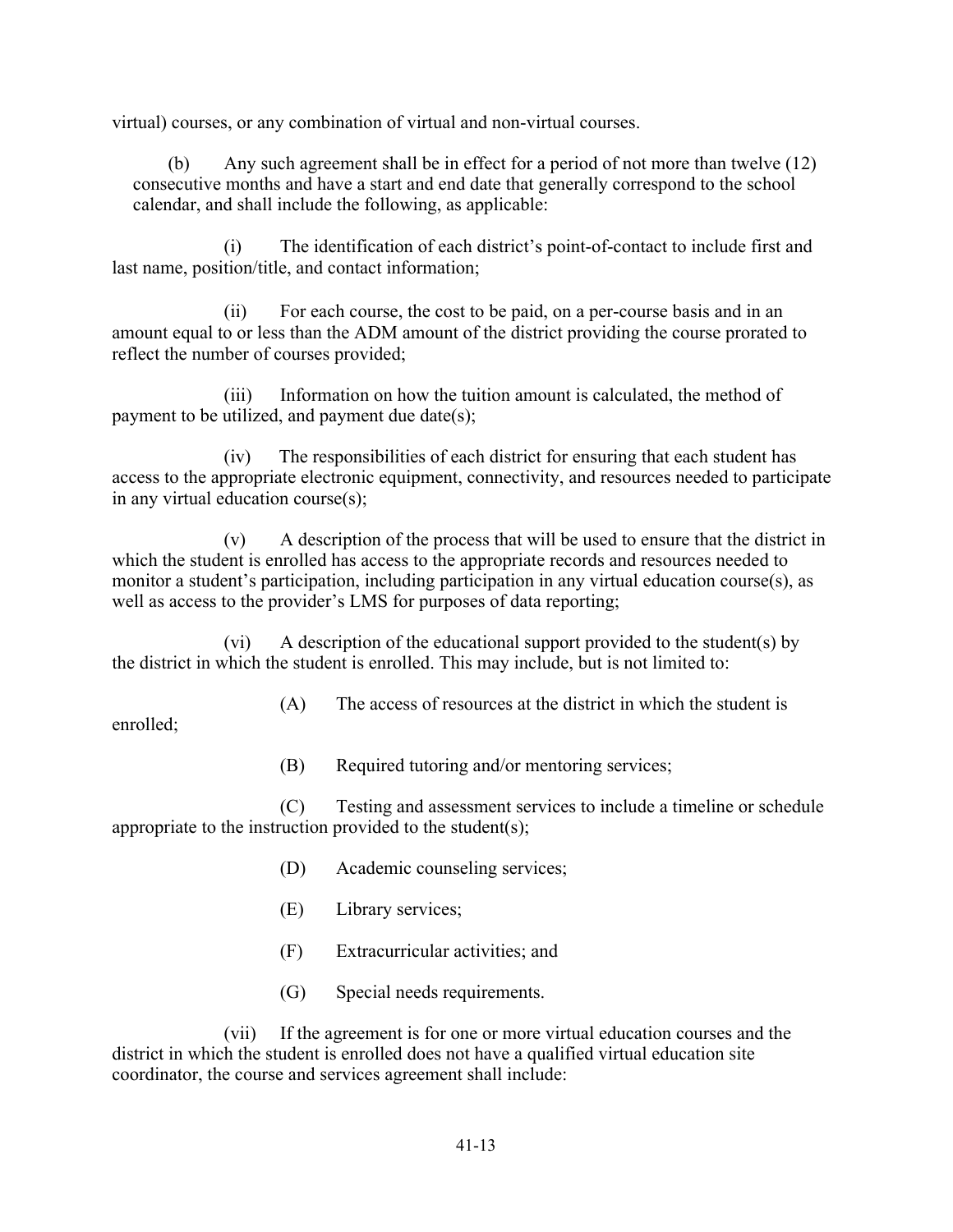virtual) courses, or any combination of virtual and non-virtual courses.

(b) Any such agreement shall be in effect for a period of not more than twelve (12) consecutive months and have a start and end date that generally correspond to the school calendar, and shall include the following, as applicable:

(i) The identification of each district's point-of-contact to include first and last name, position/title, and contact information;

(ii) For each course, the cost to be paid, on a per-course basis and in an amount equal to or less than the ADM amount of the district providing the course prorated to reflect the number of courses provided;

(iii) Information on how the tuition amount is calculated, the method of payment to be utilized, and payment due date(s);

(iv) The responsibilities of each district for ensuring that each student has access to the appropriate electronic equipment, connectivity, and resources needed to participate in any virtual education course(s);

(v) A description of the process that will be used to ensure that the district in which the student is enrolled has access to the appropriate records and resources needed to monitor a student's participation, including participation in any virtual education course(s), as well as access to the provider's LMS for purposes of data reporting;

(vi) A description of the educational support provided to the student(s) by the district in which the student is enrolled. This may include, but is not limited to:

(A) The access of resources at the district in which the student is enrolled;

(B) Required tutoring and/or mentoring services;

(C) Testing and assessment services to include a timeline or schedule appropriate to the instruction provided to the student(s);

(D) Academic counseling services;

(E) Library services;

(F) Extracurricular activities; and

(G) Special needs requirements.

(vii) If the agreement is for one or more virtual education courses and the district in which the student is enrolled does not have a qualified virtual education site coordinator, the course and services agreement shall include: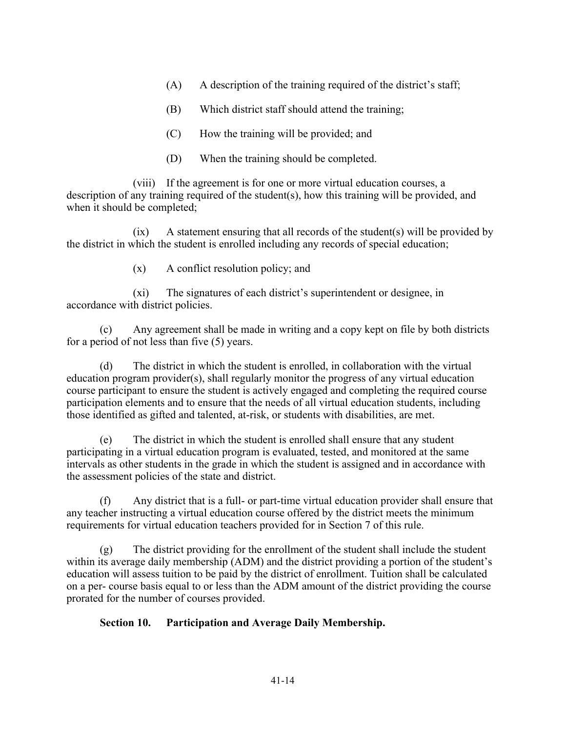(A) A description of the training required of the district's staff;

(B) Which district staff should attend the training;

(C) How the training will be provided; and

(D) When the training should be completed.

(viii) If the agreement is for one or more virtual education courses, a description of any training required of the student(s), how this training will be provided, and when it should be completed;

(ix) A statement ensuring that all records of the student(s) will be provided by the district in which the student is enrolled including any records of special education;

(x) A conflict resolution policy; and

(xi) The signatures of each district's superintendent or designee, in accordance with district policies.

(c) Any agreement shall be made in writing and a copy kept on file by both districts for a period of not less than five (5) years.

(d) The district in which the student is enrolled, in collaboration with the virtual education program provider(s), shall regularly monitor the progress of any virtual education course participant to ensure the student is actively engaged and completing the required course participation elements and to ensure that the needs of all virtual education students, including those identified as gifted and talented, at-risk, or students with disabilities, are met.

(e) The district in which the student is enrolled shall ensure that any student participating in a virtual education program is evaluated, tested, and monitored at the same intervals as other students in the grade in which the student is assigned and in accordance with the assessment policies of the state and district.

(f) Any district that is a full- or part-time virtual education provider shall ensure that any teacher instructing a virtual education course offered by the district meets the minimum requirements for virtual education teachers provided for in Section 7 of this rule.

(g) The district providing for the enrollment of the student shall include the student within its average daily membership (ADM) and the district providing a portion of the student's education will assess tuition to be paid by the district of enrollment. Tuition shall be calculated on a per- course basis equal to or less than the ADM amount of the district providing the course prorated for the number of courses provided.

**Section 10. Participation and Average Daily Membership.**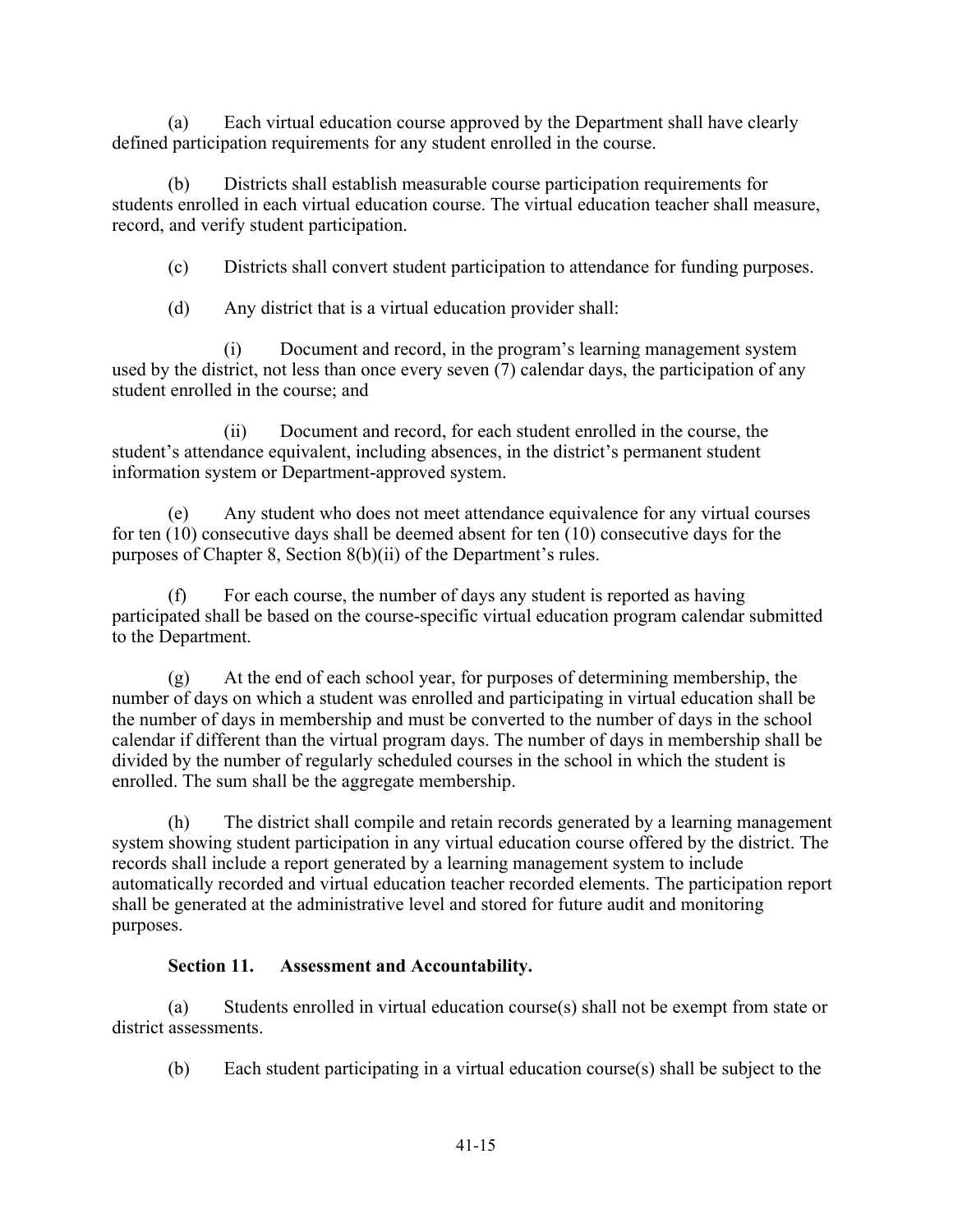(a) Each virtual education course approved by the Department shall have clearly defined participation requirements for any student enrolled in the course.

(b) Districts shall establish measurable course participation requirements for students enrolled in each virtual education course. The virtual education teacher shall measure, record, and verify student participation.

(c) Districts shall convert student participation to attendance for funding purposes.

(d) Any district that is a virtual education provider shall:

(i) Document and record, in the program's learning management system used by the district, not less than once every seven (7) calendar days, the participation of any student enrolled in the course; and

(ii) Document and record, for each student enrolled in the course, the student's attendance equivalent, including absences, in the district's permanent student information system or Department-approved system.

(e) Any student who does not meet attendance equivalence for any virtual courses for ten (10) consecutive days shall be deemed absent for ten (10) consecutive days for the purposes of Chapter 8, Section 8(b)(ii) of the Department's rules.

(f) For each course, the number of days any student is reported as having participated shall be based on the course-specific virtual education program calendar submitted to the Department.

(g) At the end of each school year, for purposes of determining membership, the number of days on which a student was enrolled and participating in virtual education shall be the number of days in membership and must be converted to the number of days in the school calendar if different than the virtual program days. The number of days in membership shall be divided by the number of regularly scheduled courses in the school in which the student is enrolled. The sum shall be the aggregate membership.

(h) The district shall compile and retain records generated by a learning management system showing student participation in any virtual education course offered by the district. The records shall include a report generated by a learning management system to include automatically recorded and virtual education teacher recorded elements. The participation report shall be generated at the administrative level and stored for future audit and monitoring purposes.

**Section 11. Assessment and Accountability.**

(a) Students enrolled in virtual education course(s) shall not be exempt from state or district assessments.

(b) Each student participating in a virtual education course(s) shall be subject to the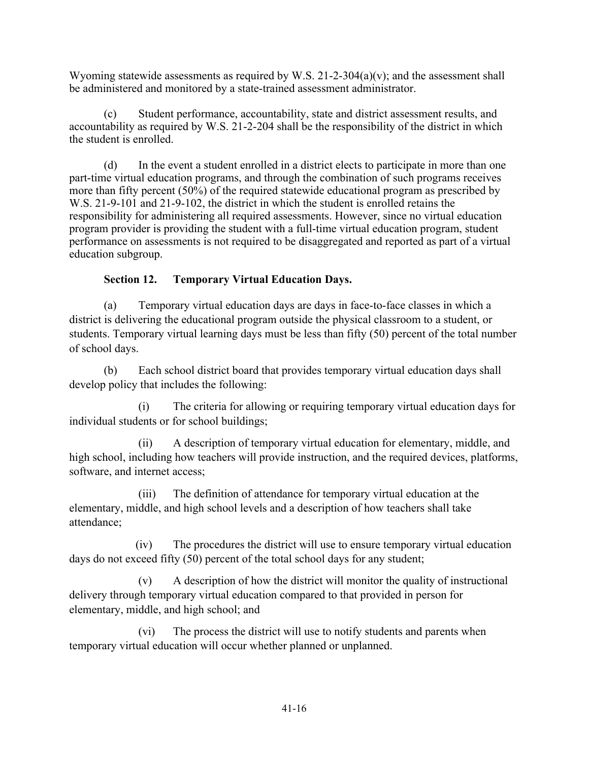Wyoming statewide assessments as required by W.S. 21-2-304(a)(v); and the assessment shall be administered and monitored by a state-trained assessment administrator.

(c) Student performance, accountability, state and district assessment results, and accountability as required by W.S. 21-2-204 shall be the responsibility of the district in which the student is enrolled.

(d) In the event a student enrolled in a district elects to participate in more than one part-time virtual education programs, and through the combination of such programs receives more than fifty percent (50%) of the required statewide educational program as prescribed by W.S. 21-9-101 and 21-9-102, the district in which the student is enrolled retains the responsibility for administering all required assessments. However, since no virtual education program provider is providing the student with a full-time virtual education program, student performance on assessments is not required to be disaggregated and reported as part of a virtual education subgroup.

**Section 12. Temporary Virtual Education Days.**

(a) Temporary virtual education days are days in face-to-face classes in which a district is delivering the educational program outside the physical classroom to a student, or students. Temporary virtual learning days must be less than fifty (50) percent of the total number of school days.

(b) Each school district board that provides temporary virtual education days shall develop policy that includes the following:

(i) The criteria for allowing or requiring temporary virtual education days for individual students or for school buildings;

(ii) A description of temporary virtual education for elementary, middle, and high school, including how teachers will provide instruction, and the required devices, platforms, software, and internet access;

(iii) The definition of attendance for temporary virtual education at the elementary, middle, and high school levels and a description of how teachers shall take attendance;

(iv) The procedures the district will use to ensure temporary virtual education days do not exceed fifty (50) percent of the total school days for any student;

(v) A description of how the district will monitor the quality of instructional delivery through temporary virtual education compared to that provided in person for elementary, middle, and high school; and

(vi) The process the district will use to notify students and parents when temporary virtual education will occur whether planned or unplanned.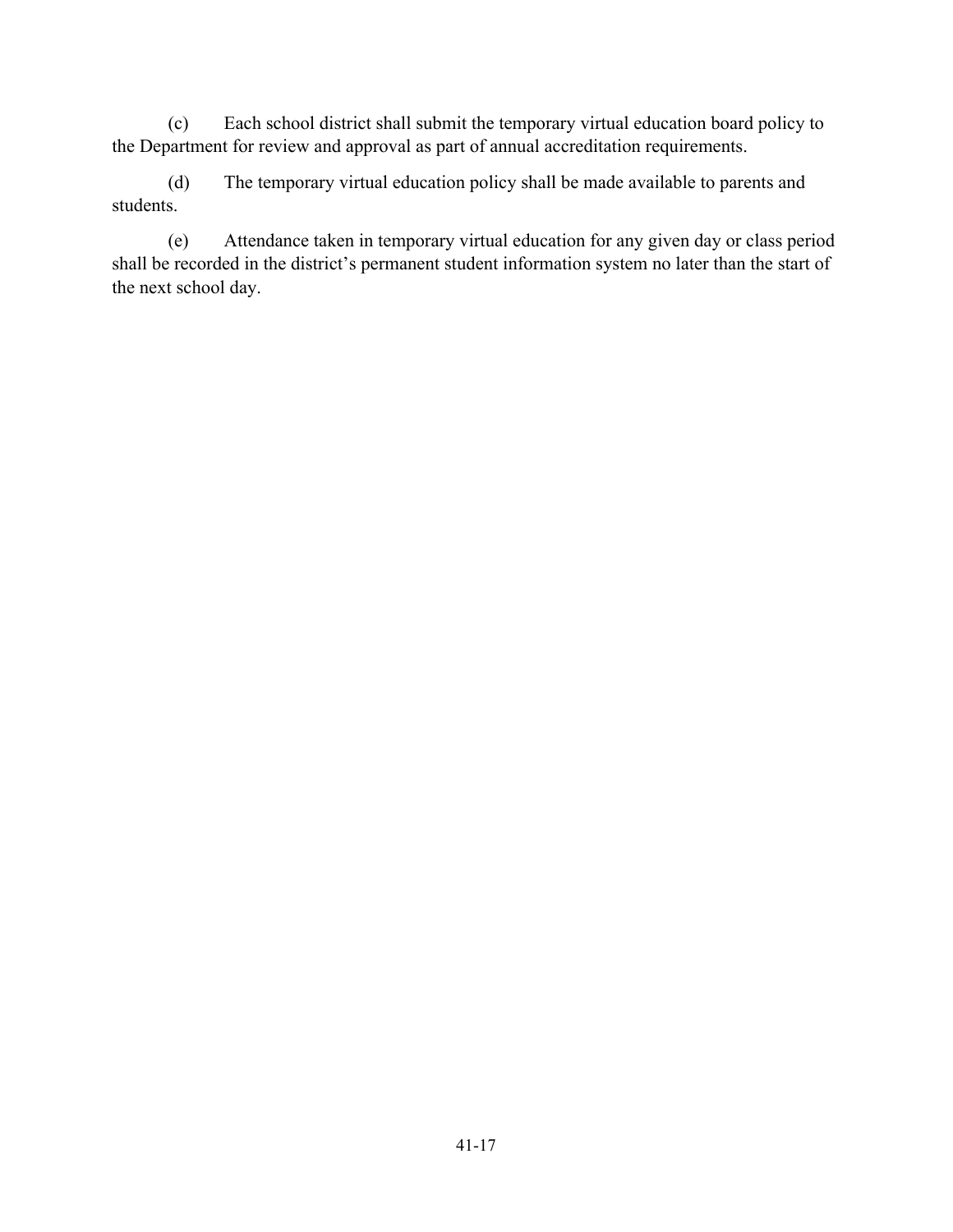(c) Each school district shall submit the temporary virtual education board policy to the Department for review and approval as part of annual accreditation requirements.

(d) The temporary virtual education policy shall be made available to parents and students.

(e) Attendance taken in temporary virtual education for any given day or class period shall be recorded in the district's permanent student information system no later than the start of the next school day.